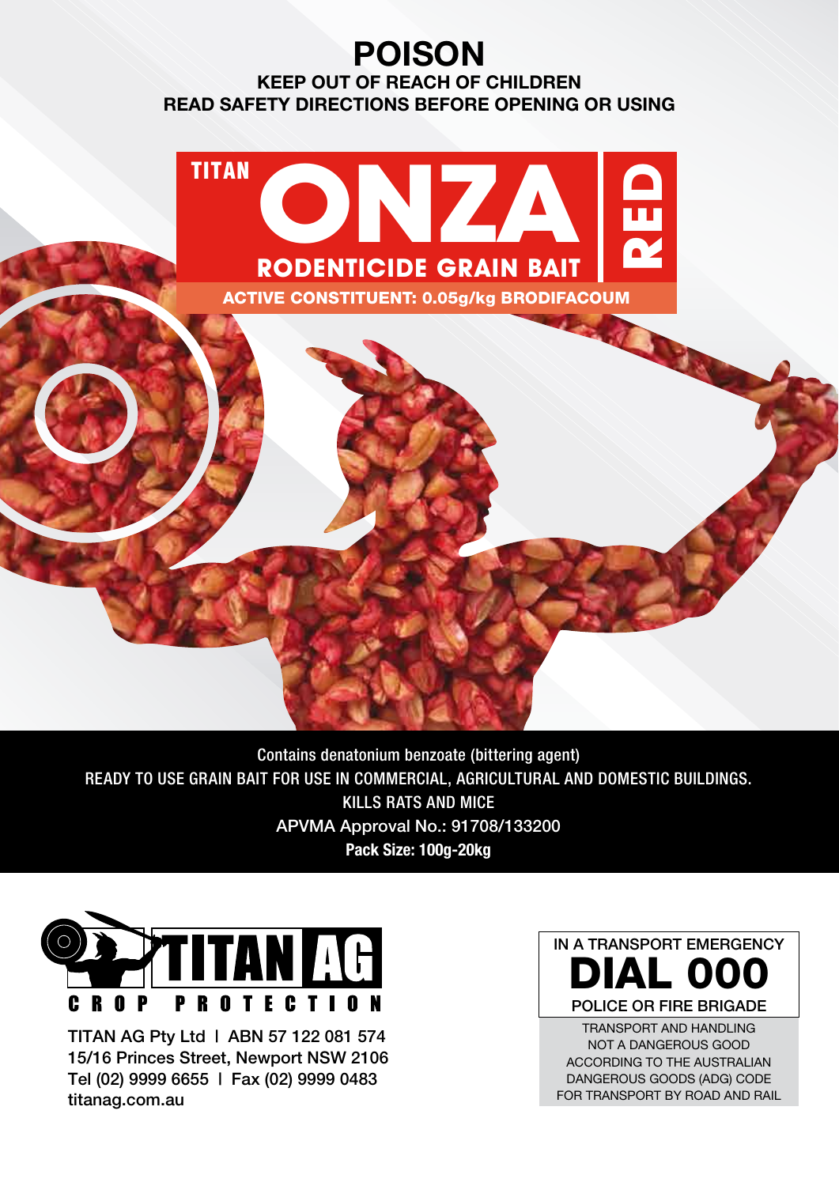# POISON

**KEEP OUT OF REACH OF CHILDREN**

**READ SAFETY DIRECTIONS BEFORE OPENING OR USING**

## TITAN ONZA RED

## RODENTICIDE GRAIN BAIT

**ACTIVE CONSTITUENT: 0.05g/kg BRODIFACOUM**

Contains denatonium benzoate (bittering agent)

READY TO USE GRAIN BAIT FOR USE IN COMMERCIAL, AGRICULTURAL AND DOMESTIC BUILDINGS.

KILLS RATS AND MICE

APVMA Approval No.: 91708/133200

**Pack Size: 100g-20kg**

TITAN AG CROP PROTECTION

TITAN AG Pty Ltd | ABN 57 122 081 574
15/16 Princes Street, Newport NSW 2106
Tel (02) 9999 6655 | Fax (02) 9999 0483
titanag.com.au

IN A TRANSPORT EMERGENCY

**DIAL 000**

POLICE OR FIRE BRIGADE

TRANSPORT AND HANDLING NOT A DANGEROUS GOOD ACCORDING TO THE AUSTRALIAN DANGEROUS GOODS (ADG) CODE FOR TRANSPORT BY ROAD AND RAIL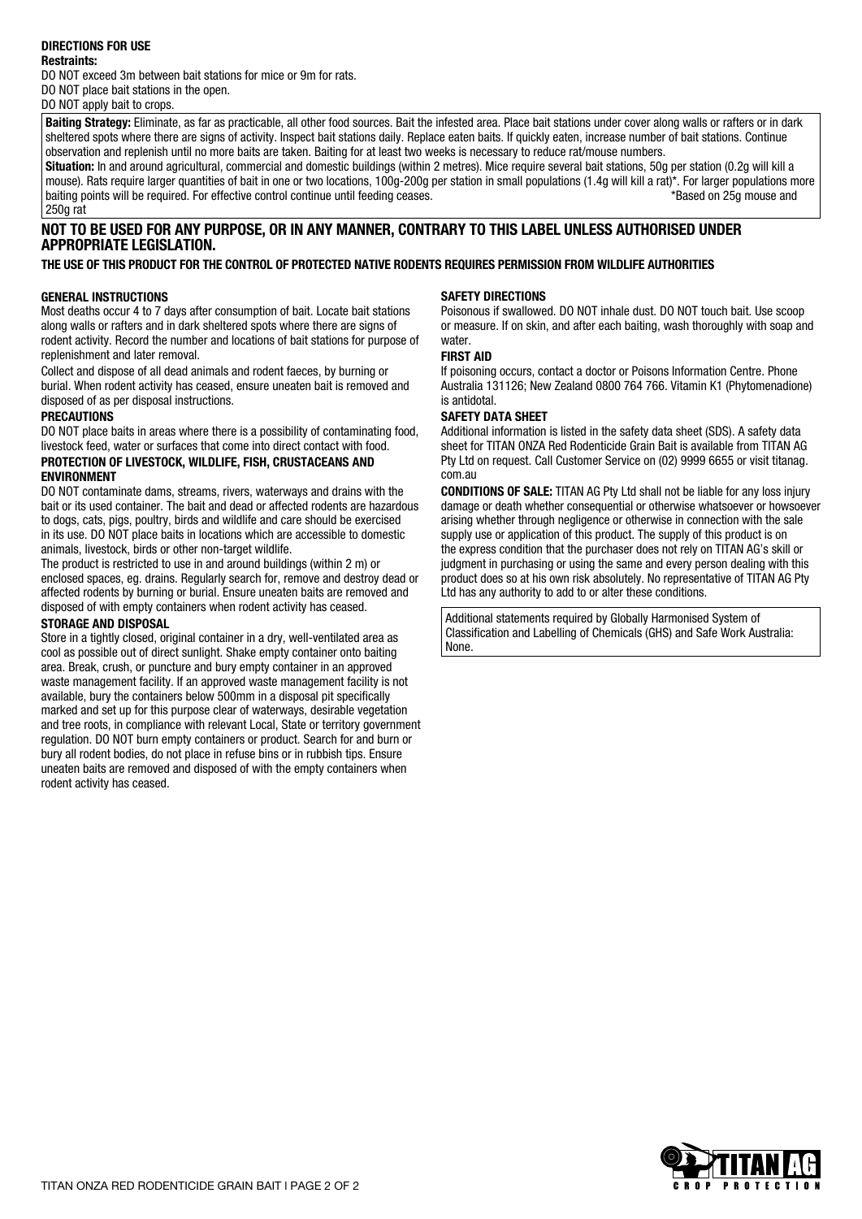**DIRECTIONS FOR USE**

**Restraints:**

DO NOT exceed 3m between bait stations for mice or 9m for rats.
DO NOT place bait stations in the open.
DO NOT apply bait to crops.

**Baiting Strategy:** Eliminate, as far as practicable, all other food sources. Bait the infested area. Place bait stations under cover along walls or rafters or in dark sheltered spots where there are signs of activity. Inspect bait stations daily. Replace eaten baits. If quickly eaten, increase number of bait stations. Continue observation and replenish until no more baits are taken. Baiting for at least two weeks is necessary to reduce rat/mouse numbers.

**Situation:** In and around agricultural, commercial and domestic buildings (within 2 metres). Mice require several bait stations, 50g per station (0.2g will kill a mouse). Rats require larger quantities of bait in one or two locations, 100g-200g per station in small populations (1.4g will kill a rat)*. For larger populations more baiting points will be required. For effective control continue until feeding ceases. *Based on 25g mouse and 250g rat

## NOT TO BE USED FOR ANY PURPOSE, OR IN ANY MANNER, CONTRARY TO THIS LABEL UNLESS AUTHORISED UNDER APPROPRIATE LEGISLATION.

**THE USE OF THIS PRODUCT FOR THE CONTROL OF PROTECTED NATIVE RODENTS REQUIRES PERMISSION FROM WILDLIFE AUTHORITIES**

### GENERAL INSTRUCTIONS

Most deaths occur 4 to 7 days after consumption of bait. Locate bait stations along walls or rafters and in dark sheltered spots where there are signs of rodent activity. Record the number and locations of bait stations for purpose of replenishment and later removal.

Collect and dispose of all dead animals and rodent faeces, by burning or burial. When rodent activity has ceased, ensure uneaten bait is removed and disposed of as per disposal instructions.

### PRECAUTIONS

DO NOT place baits in areas where there is a possibility of contaminating food, livestock feed, water or surfaces that come into direct contact with food.

### PROTECTION OF LIVESTOCK, WILDLIFE, FISH, CRUSTACEANS AND ENVIRONMENT

DO NOT contaminate dams, streams, rivers, waterways and drains with the bait or its used container. The bait and dead or affected rodents are hazardous to dogs, cats, pigs, poultry, birds and wildlife and care should be exercised in its use. DO NOT place baits in locations which are accessible to domestic animals, livestock, birds or other non-target wildlife.

The product is restricted to use in and around buildings (within 2 m) or enclosed spaces, eg. drains. Regularly search for, remove and destroy dead or affected rodents by burning or burial. Ensure uneaten baits are removed and disposed of with empty containers when rodent activity has ceased.

### STORAGE AND DISPOSAL

Store in a tightly closed, original container in a dry, well-ventilated area as cool as possible out of direct sunlight. Shake empty container onto baiting area. Break, crush, or puncture and bury empty container in an approved waste management facility. If an approved waste management facility is not available, bury the containers below 500mm in a disposal pit specifically marked and set up for this purpose clear of waterways, desirable vegetation and tree roots, in compliance with relevant Local, State or territory government regulation. DO NOT burn empty containers or product. Search for and burn or bury all rodent bodies, do not place in refuse bins or in rubbish tips. Ensure uneaten baits are removed and disposed of with the empty containers when rodent activity has ceased.

### SAFETY DIRECTIONS

Poisonous if swallowed. DO NOT inhale dust. DO NOT touch bait. Use scoop or measure. If on skin, and after each baiting, wash thoroughly with soap and water.

### FIRST AID

If poisoning occurs, contact a doctor or Poisons Information Centre. Phone Australia 131126; New Zealand 0800 764 766. Vitamin K1 (Phytomenadione) is antidotal.

### SAFETY DATA SHEET

Additional information is listed in the safety data sheet (SDS). A safety data sheet for TITAN ONZA Red Rodenticide Grain Bait is available from TITAN AG Pty Ltd on request. Call Customer Service on (02) 9999 6655 or visit titanag.com.au

**CONDITIONS OF SALE:** TITAN AG Pty Ltd shall not be liable for any loss injury damage or death whether consequential or otherwise whatsoever or howsoever arising whether through negligence or otherwise in connection with the sale supply use or application of this product. The supply of this product is on the express condition that the purchaser does not rely on TITAN AG's skill or judgment in purchasing or using the same and every person dealing with this product does so at his own risk absolutely. No representative of TITAN AG Pty Ltd has any authority to add to or alter these conditions.

Additional statements required by Globally Harmonised System of Classification and Labelling of Chemicals (GHS) and Safe Work Australia: None.